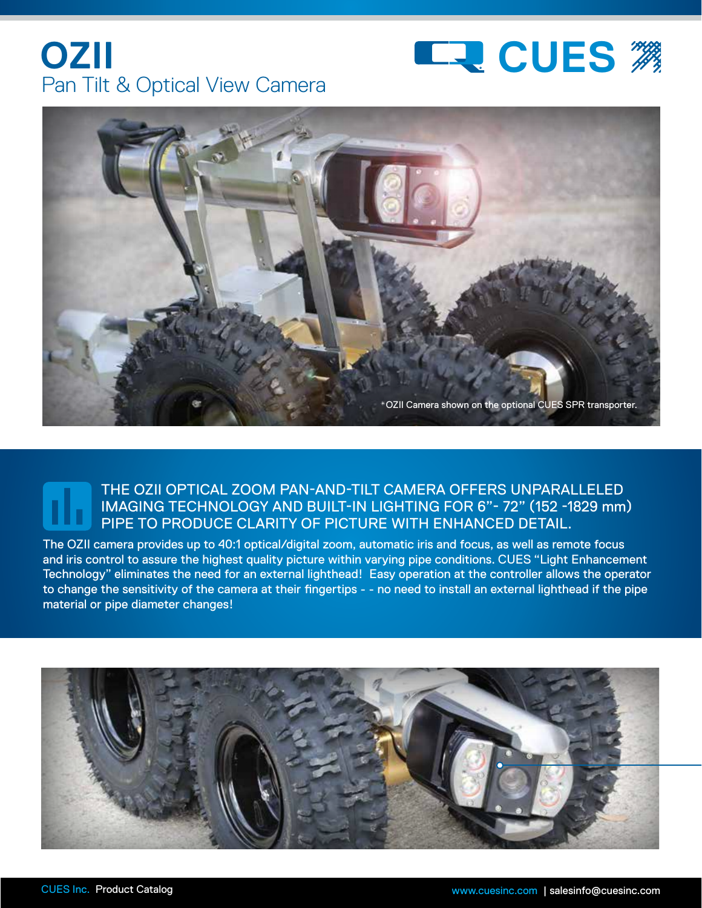# OZII

## Pan Tilt & Optical View Camera

CUES

*OZII Camera shown on the optional CUES SPR transporter.

### THE OZII OPTICAL ZOOM PAN-AND-TILT CAMERA OFFERS UNPARALLELED IMAGING TECHNOLOGY AND BUILT-IN LIGHTING FOR 6”- 72” (152 -1829 mm) PIPE TO PRODUCE CLARITY OF PICTURE WITH ENHANCED DETAIL.

The OZII camera provides up to 40:1 optical/digital zoom, automatic iris and focus, as well as remote focus and iris control to assure the highest quality picture within varying pipe conditions. CUES “Light Enhancement Technology” eliminates the need for an external lighthead! Easy operation at the controller allows the operator to change the sensitivity of the camera at their fingertips - - no need to install an external lighthead if the pipe material or pipe diameter changes!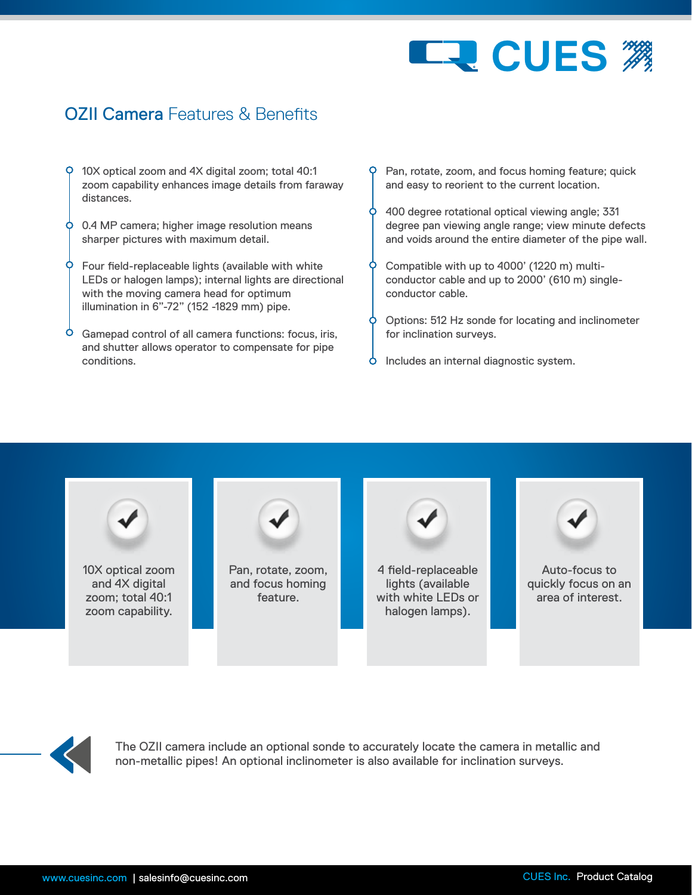# OZII Camera Features & Benefits

- 10X optical zoom and 4X digital zoom; total 40:1 zoom capability enhances image details from faraway distances.
- 0.4 MP camera; higher image resolution means sharper pictures with maximum detail.
- Four field-replaceable lights (available with white LEDs or halogen lamps); internal lights are directional with the moving camera head for optimum illumination in 6”-72” (152 -1829 mm) pipe.
- Gamepad control of all camera functions: focus, iris, and shutter allows operator to compensate for pipe conditions.
- Pan, rotate, zoom, and focus homing feature; quick and easy to reorient to the current location.
- 400 degree rotational optical viewing angle; 331 degree pan viewing angle range; view minute defects and voids around the entire diameter of the pipe wall.
- Compatible with up to 4000’ (1220 m) multi-conductor cable and up to 2000’ (610 m) single-conductor cable.
- Options: 512 Hz sonde for locating and inclinometer for inclination surveys.
- Includes an internal diagnostic system.

---

✔ 10X optical zoom and 4X digital zoom; total 40:1 zoom capability.

✔ Pan, rotate, zoom, and focus homing feature.

✔ 4 field-replaceable lights (available with white LEDs or halogen lamps).

✔ Auto-focus to quickly focus on an area of interest.

---

The OZII camera include an optional sonde to accurately locate the camera in metallic and non-metallic pipes! An optional inclinometer is also available for inclination surveys.

www.cuesinc.com | salesinfo@cuesinc.com

CUES Inc. Product Catalog